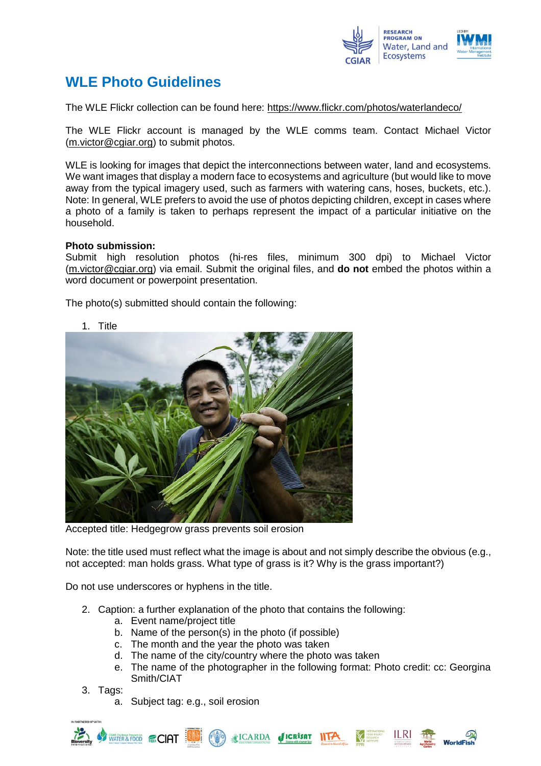# WLE Photo Guidelines

The WLE Flickr collection can be found here: https://www.flickr.com/photos/waterlandeco/

The WLE Flickr account is managed by the WLE comms team. Contact Michael Victor (m.victor@cgiar.org) to submit photos.

WLE is looking for images that depict the interconnections between water, land and ecosystems. We want images that display a modern face to ecosystems and agriculture (but would like to move away from the typical imagery used, such as farmers with watering cans, hoses, buckets, etc.). Note: In general, WLE prefers to avoid the use of photos depicting children, except in cases where a photo of a family is taken to perhaps represent the impact of a particular initiative on the household.

**Photo submission:**
Submit high resolution photos (hi-res files, minimum 300 dpi) to Michael Victor (m.victor@cgiar.org) via email. Submit the original files, and **do not** embed the photos within a word document or powerpoint presentation.

The photo(s) submitted should contain the following:

1. Title

Accepted title: Hedgegrow grass prevents soil erosion

Note: the title used must reflect what the image is about and not simply describe the obvious (e.g., not accepted: man holds grass. What type of grass is it? Why is the grass important?)

Do not use underscores or hyphens in the title.

2. Caption: a further explanation of the photo that contains the following:
   a. Event name/project title
   b. Name of the person(s) in the photo (if possible)
   c. The month and the year the photo was taken
   d. The name of the city/country where the photo was taken
   e. The name of the photographer in the following format: Photo credit: cc: Georgina Smith/CIAT
3. Tags:
   a. Subject tag: e.g., soil erosion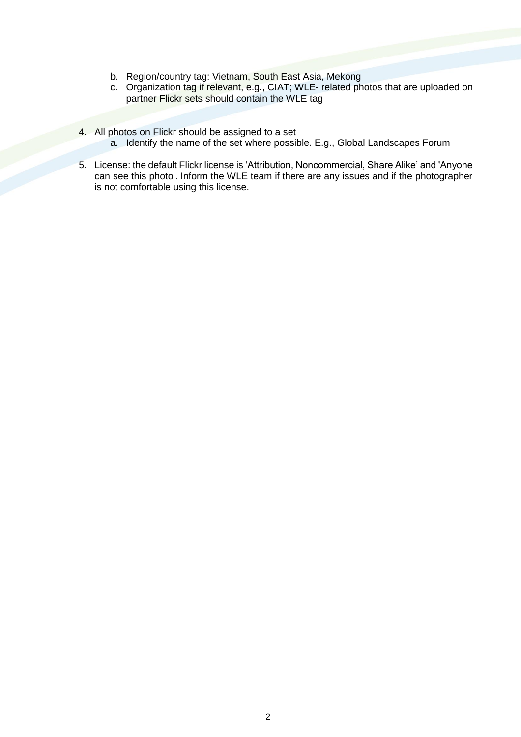b. Region/country tag: Vietnam, South East Asia, Mekong
   c. Organization tag if relevant, e.g., CIAT; WLE- related photos that are uploaded on partner Flickr sets should contain the WLE tag

4. All photos on Flickr should be assigned to a set
   a. Identify the name of the set where possible. E.g., Global Landscapes Forum

5. License: the default Flickr license is 'Attribution, Noncommercial, Share Alike' and 'Anyone can see this photo'. Inform the WLE team if there are any issues and if the photographer is not comfortable using this license.